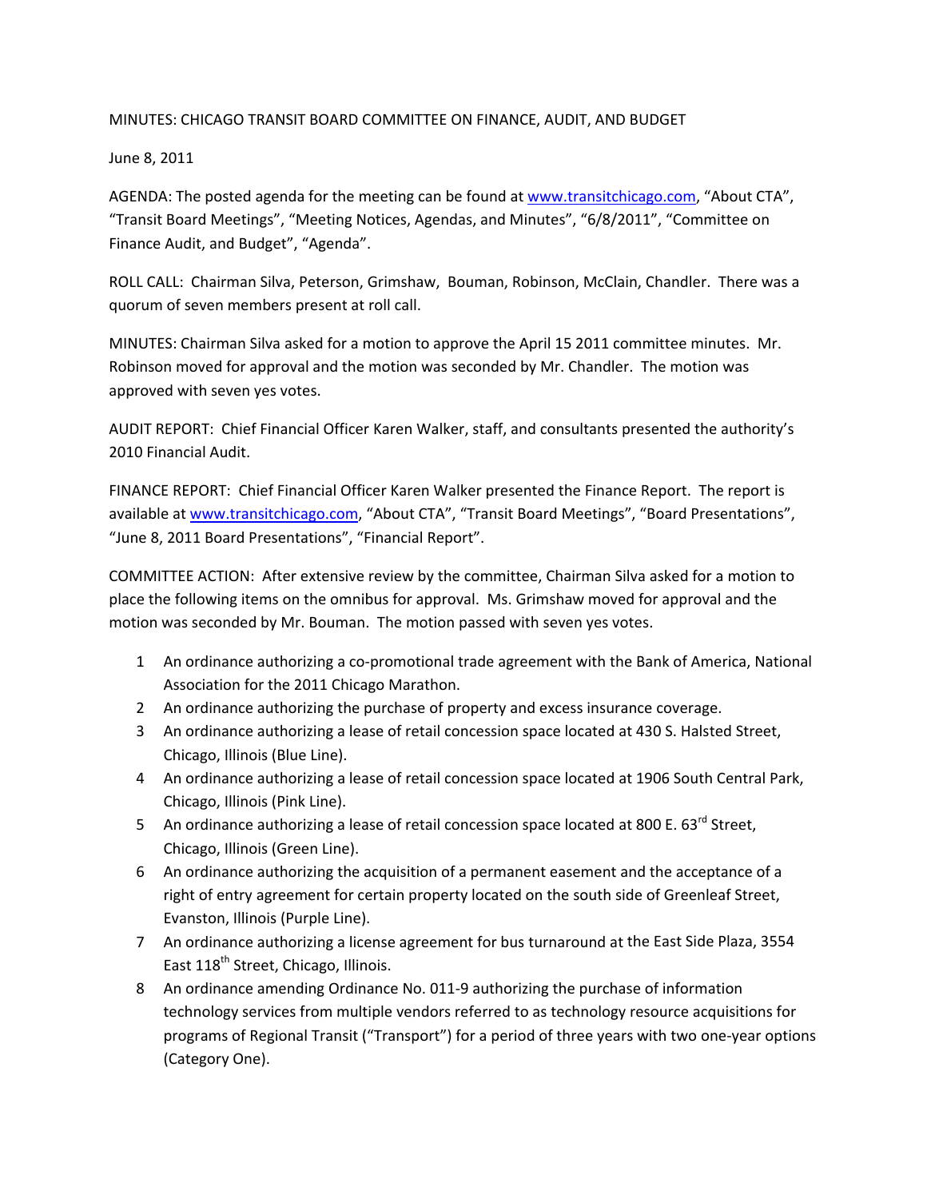MINUTES: CHICAGO TRANSIT BOARD COMMITTEE ON FINANCE, AUDIT, AND BUDGET

June 8, 2011

AGENDA: The posted agenda for the meeting can be found at www.transitchicago.com, "About CTA", "Transit Board Meetings", "Meeting Notices, Agendas, and Minutes", "6/8/2011", "Committee on Finance Audit, and Budget", "Agenda".

ROLL CALL: Chairman Silva, Peterson, Grimshaw, Bouman, Robinson, McClain, Chandler. There was a quorum of seven members present at roll call.

MINUTES: Chairman Silva asked for a motion to approve the April 15 2011 committee minutes. Mr. Robinson moved for approval and the motion was seconded by Mr. Chandler. The motion was approved with seven yes votes.

AUDIT REPORT: Chief Financial Officer Karen Walker, staff, and consultants presented the authority's 2010 Financial Audit.

FINANCE REPORT: Chief Financial Officer Karen Walker presented the Finance Report. The report is available at www.transitchicago.com, "About CTA", "Transit Board Meetings", "Board Presentations", "June 8, 2011 Board Presentations", "Financial Report".

COMMITTEE ACTION: After extensive review by the committee, Chairman Silva asked for a motion to place the following items on the omnibus for approval. Ms. Grimshaw moved for approval and the motion was seconded by Mr. Bouman. The motion passed with seven yes votes.

1. An ordinance authorizing a co-promotional trade agreement with the Bank of America, National Association for the 2011 Chicago Marathon.
2. An ordinance authorizing the purchase of property and excess insurance coverage.
3. An ordinance authorizing a lease of retail concession space located at 430 S. Halsted Street, Chicago, Illinois (Blue Line).
4. An ordinance authorizing a lease of retail concession space located at 1906 South Central Park, Chicago, Illinois (Pink Line).
5. An ordinance authorizing a lease of retail concession space located at 800 E. 63rd Street, Chicago, Illinois (Green Line).
6. An ordinance authorizing the acquisition of a permanent easement and the acceptance of a right of entry agreement for certain property located on the south side of Greenleaf Street, Evanston, Illinois (Purple Line).
7. An ordinance authorizing a license agreement for bus turnaround at the East Side Plaza, 3554 East 118th Street, Chicago, Illinois.
8. An ordinance amending Ordinance No. 011-9 authorizing the purchase of information technology services from multiple vendors referred to as technology resource acquisitions for programs of Regional Transit ("Transport") for a period of three years with two one-year options (Category One).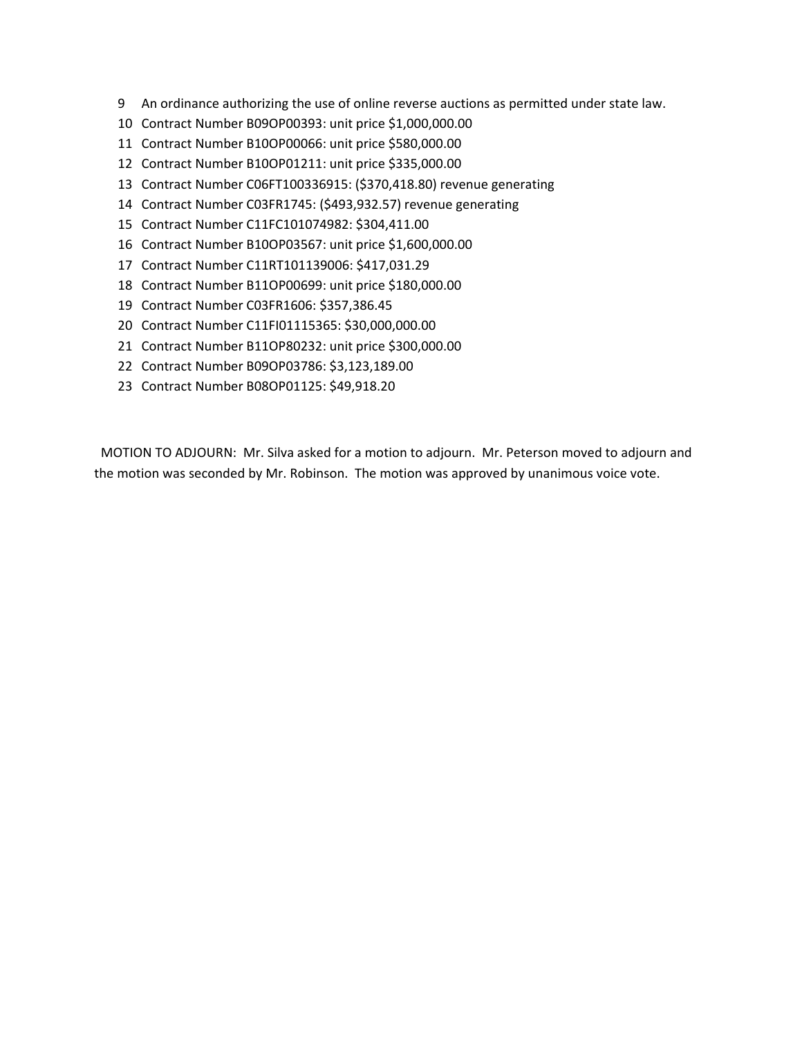9 An ordinance authorizing the use of online reverse auctions as permitted under state law.
10 Contract Number B09OP00393: unit price $1,000,000.00
11 Contract Number B10OP00066: unit price $580,000.00
12 Contract Number B10OP01211: unit price $335,000.00
13 Contract Number C06FT100336915: ($370,418.80) revenue generating
14 Contract Number C03FR1745: ($493,932.57) revenue generating
15 Contract Number C11FC101074982: $304,411.00
16 Contract Number B10OP03567: unit price $1,600,000.00
17 Contract Number C11RT101139006: $417,031.29
18 Contract Number B11OP00699: unit price $180,000.00
19 Contract Number C03FR1606: $357,386.45
20 Contract Number C11FI01115365: $30,000,000.00
21 Contract Number B11OP80232: unit price $300,000.00
22 Contract Number B09OP03786: $3,123,189.00
23 Contract Number B08OP01125: $49,918.20

MOTION TO ADJOURN: Mr. Silva asked for a motion to adjourn. Mr. Peterson moved to adjourn and the motion was seconded by Mr. Robinson. The motion was approved by unanimous voice vote.